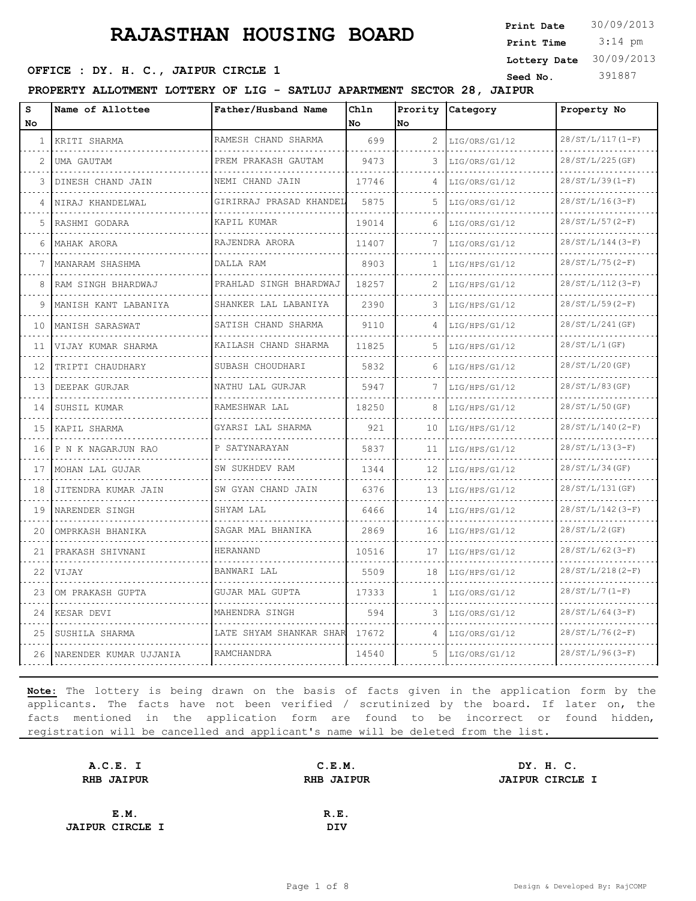# RAJASTHAN HOUSING BOARD

**Print Date** 30/09/2013
**Print Time** 3:14 pm
**Lottery Date** 30/09/2013
**Seed No.** 391887

**OFFICE : DY. H. C., JAIPUR CIRCLE 1**

**PROPERTY ALLOTMENT LOTTERY OF LIG - SATLUJ APARTMENT SECTOR 28, JAIPUR**

| S No | Name of Allottee | Father/Husband Name | Chln No | Prority No | Category | Property No |
|---|---|---|---|---|---|---|
| 1 | KRITI SHARMA | RAMESH CHAND SHARMA | 699 | 2 | LIG/ORS/G1/12 | 28/ST/L/117(1-F) |
| 2 | UMA GAUTAM | PREM PRAKASH GAUTAM | 9473 | 3 | LIG/ORS/G1/12 | 28/ST/L/225(GF) |
| 3 | DINESH CHAND JAIN | NEMI CHAND JAIN | 17746 | 4 | LIG/ORS/G1/12 | 28/ST/L/39(1-F) |
| 4 | NIRAJ KHANDELWAL | GIRIRRAJ PRASAD KHANDEL | 5875 | 5 | LIG/ORS/G1/12 | 28/ST/L/16(3-F) |
| 5 | RASHMI GODARA | KAPIL KUMAR | 19014 | 6 | LIG/ORS/G1/12 | 28/ST/L/57(2-F) |
| 6 | MAHAK ARORA | RAJENDRA ARORA | 11407 | 7 | LIG/ORS/G1/12 | 28/ST/L/144(3-F) |
| 7 | MANARAM SHASHMA | DALLA RAM | 8903 | 1 | LIG/HPS/G1/12 | 28/ST/L/75(2-F) |
| 8 | RAM SINGH BHARDWAJ | PRAHLAD SINGH BHARDWAJ | 18257 | 2 | LIG/HPS/G1/12 | 28/ST/L/112(3-F) |
| 9 | MANISH KANT LABANIYA | SHANKER LAL LABANIYA | 2390 | 3 | LIG/HPS/G1/12 | 28/ST/L/59(2-F) |
| 10 | MANISH SARASWAT | SATISH CHAND SHARMA | 9110 | 4 | LIG/HPS/G1/12 | 28/ST/L/241(GF) |
| 11 | VIJAY KUMAR SHARMA | KAILASH CHAND SHARMA | 11825 | 5 | LIG/HPS/G1/12 | 28/ST/L/1(GF) |
| 12 | TRIPTI CHAUDHARY | SUBASH CHOUDHARI | 5832 | 6 | LIG/HPS/G1/12 | 28/ST/L/20(GF) |
| 13 | DEEPAK GURJAR | NATHU LAL GURJAR | 5947 | 7 | LIG/HPS/G1/12 | 28/ST/L/83(GF) |
| 14 | SUHSIL KUMAR | RAMESHWAR LAL | 18250 | 8 | LIG/HPS/G1/12 | 28/ST/L/50(GF) |
| 15 | KAPIL SHARMA | GYARSI LAL SHARMA | 921 | 10 | LIG/HPS/G1/12 | 28/ST/L/140(2-F) |
| 16 | P N K NAGARJUN RAO | P SATYNARAYAN | 5837 | 11 | LIG/HPS/G1/12 | 28/ST/L/13(3-F) |
| 17 | MOHAN LAL GUJAR | SW SUKHDEV RAM | 1344 | 12 | LIG/HPS/G1/12 | 28/ST/L/34(GF) |
| 18 | JITENDRA KUMAR JAIN | SW GYAN CHAND JAIN | 6376 | 13 | LIG/HPS/G1/12 | 28/ST/L/131(GF) |
| 19 | NARENDER SINGH | SHYAM LAL | 6466 | 14 | LIG/HPS/G1/12 | 28/ST/L/142(3-F) |
| 20 | OMPRKASH BHANIKA | SAGAR MAL BHANIKA | 2869 | 16 | LIG/HPS/G1/12 | 28/ST/L/2(GF) |
| 21 | PRAKASH SHIVNANI | HERANAND | 10516 | 17 | LIG/HPS/G1/12 | 28/ST/L/62(3-F) |
| 22 | VIJAY | BANWARI LAL | 5509 | 18 | LIG/HPS/G1/12 | 28/ST/L/218(2-F) |
| 23 | OM PRAKASH GUPTA | GUJAR MAL GUPTA | 17333 | 1 | LIG/ORS/G1/12 | 28/ST/L/7(1-F) |
| 24 | KESAR DEVI | MAHENDRA SINGH | 594 | 3 | LIG/ORS/G1/12 | 28/ST/L/64(3-F) |
| 25 | SUSHILA SHARMA | LATE SHYAM SHANKAR SHAR | 17672 | 4 | LIG/ORS/G1/12 | 28/ST/L/76(2-F) |
| 26 | NARENDER KUMAR UJJANIA | RAMCHANDRA | 14540 | 5 | LIG/ORS/G1/12 | 28/ST/L/96(3-F) |

**Note:** The lottery is being drawn on the basis of facts given in the application form by the applicants. The facts have not been verified / scrutinized by the board. If later on, the facts mentioned in the application form are found to be incorrect or found hidden, registration will be cancelled and applicant's name will be deleted from the list.

**A.C.E. I**
**RHB JAIPUR**

**C.E.M.**
**RHB JAIPUR**

**DY. H. C.**
**JAIPUR CIRCLE I**

**E.M.**
**JAIPUR CIRCLE I**

**R.E.**
**DIV**

Design & Developed By: RajCOMP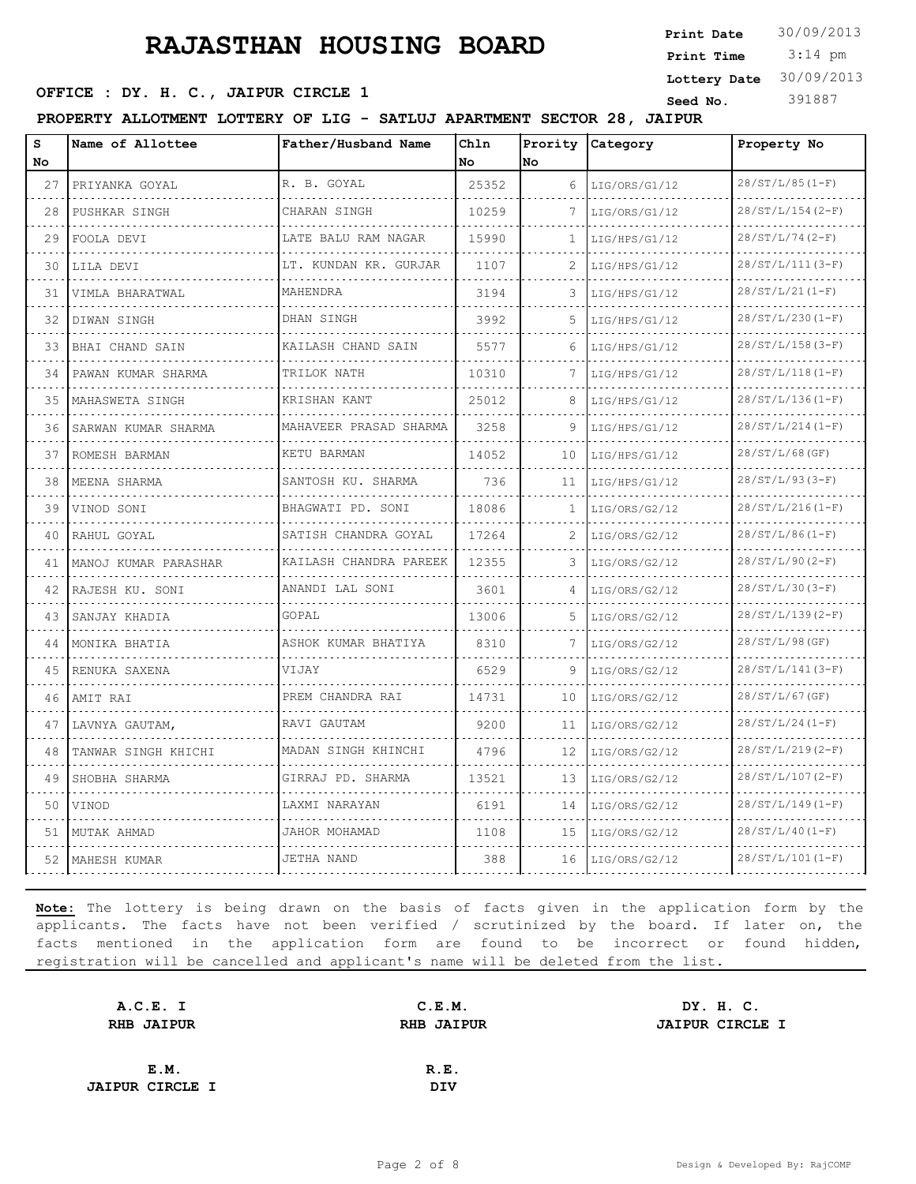# RAJASTHAN HOUSING BOARD

**Print Date** 30/09/2013
**Print Time** 3:14 pm
**Lottery Date** 30/09/2013
**Seed No.** 391887

**OFFICE : DY. H. C., JAIPUR CIRCLE 1**

**PROPERTY ALLOTMENT LOTTERY OF LIG - SATLUJ APARTMENT SECTOR 28, JAIPUR**

| S No | Name of Allottee | Father/Husband Name | Chln No | Prority No | Category | Property No |
|---|---|---|---|---|---|---|
| 27 | PRIYANKA GOYAL | R. B. GOYAL | 25352 | 6 | LIG/ORS/G1/12 | 28/ST/L/85(1-F) |
| 28 | PUSHKAR SINGH | CHARAN SINGH | 10259 | 7 | LIG/ORS/G1/12 | 28/ST/L/154(2-F) |
| 29 | FOOLA DEVI | LATE BALU RAM NAGAR | 15990 | 1 | LIG/HPS/G1/12 | 28/ST/L/74(2-F) |
| 30 | LILA DEVI | LT. KUNDAN KR. GURJAR | 1107 | 2 | LIG/HPS/G1/12 | 28/ST/L/111(3-F) |
| 31 | VIMLA BHARATWAL | MAHENDRA | 3194 | 3 | LIG/HPS/G1/12 | 28/ST/L/21(1-F) |
| 32 | DIWAN SINGH | DHAN SINGH | 3992 | 5 | LIG/HPS/G1/12 | 28/ST/L/230(1-F) |
| 33 | BHAI CHAND SAIN | KAILASH CHAND SAIN | 5577 | 6 | LIG/HPS/G1/12 | 28/ST/L/158(3-F) |
| 34 | PAWAN KUMAR SHARMA | TRILOK NATH | 10310 | 7 | LIG/HPS/G1/12 | 28/ST/L/118(1-F) |
| 35 | MAHASWETA SINGH | KRISHAN KANT | 25012 | 8 | LIG/HPS/G1/12 | 28/ST/L/136(1-F) |
| 36 | SARWAN KUMAR SHARMA | MAHAVEER PRASAD SHARMA | 3258 | 9 | LIG/HPS/G1/12 | 28/ST/L/214(1-F) |
| 37 | ROMESH BARMAN | KETU BARMAN | 14052 | 10 | LIG/HPS/G1/12 | 28/ST/L/68(GF) |
| 38 | MEENA SHARMA | SANTOSH KU. SHARMA | 736 | 11 | LIG/HPS/G1/12 | 28/ST/L/93(3-F) |
| 39 | VINOD SONI | BHAGWATI PD. SONI | 18086 | 1 | LIG/ORS/G2/12 | 28/ST/L/216(1-F) |
| 40 | RAHUL GOYAL | SATISH CHANDRA GOYAL | 17264 | 2 | LIG/ORS/G2/12 | 28/ST/L/86(1-F) |
| 41 | MANOJ KUMAR PARASHAR | KAILASH CHANDRA PAREEK | 12355 | 3 | LIG/ORS/G2/12 | 28/ST/L/90(2-F) |
| 42 | RAJESH KU. SONI | ANANDI LAL SONI | 3601 | 4 | LIG/ORS/G2/12 | 28/ST/L/30(3-F) |
| 43 | SANJAY KHADIA | GOPAL | 13006 | 5 | LIG/ORS/G2/12 | 28/ST/L/139(2-F) |
| 44 | MONIKA BHATIA | ASHOK KUMAR BHATIYA | 8310 | 7 | LIG/ORS/G2/12 | 28/ST/L/98(GF) |
| 45 | RENUKA SAXENA | VIJAY | 6529 | 9 | LIG/ORS/G2/12 | 28/ST/L/141(3-F) |
| 46 | AMIT RAI | PREM CHANDRA RAI | 14731 | 10 | LIG/ORS/G2/12 | 28/ST/L/67(GF) |
| 47 | LAVNYA GAUTAM, | RAVI GAUTAM | 9200 | 11 | LIG/ORS/G2/12 | 28/ST/L/24(1-F) |
| 48 | TANWAR SINGH KHICHI | MADAN SINGH KHINCHI | 4796 | 12 | LIG/ORS/G2/12 | 28/ST/L/219(2-F) |
| 49 | SHOBHA SHARMA | GIRRAJ PD. SHARMA | 13521 | 13 | LIG/ORS/G2/12 | 28/ST/L/107(2-F) |
| 50 | VINOD | LAXMI NARAYAN | 6191 | 14 | LIG/ORS/G2/12 | 28/ST/L/149(1-F) |
| 51 | MUTAK AHMAD | JAHOR MOHAMAD | 1108 | 15 | LIG/ORS/G2/12 | 28/ST/L/40(1-F) |
| 52 | MAHESH KUMAR | JETHA NAND | 388 | 16 | LIG/ORS/G2/12 | 28/ST/L/101(1-F) |

**Note:** The lottery is being drawn on the basis of facts given in the application form by the applicants. The facts have not been verified / scrutinized by the board. If later on, the facts mentioned in the application form are found to be incorrect or found hidden, registration will be cancelled and applicant's name will be deleted from the list.

**A.C.E. I**
**RHB JAIPUR**

**C.E.M.**
**RHB JAIPUR**

**DY. H. C.**
**JAIPUR CIRCLE I**

**E.M.**
**JAIPUR CIRCLE I**

**R.E.**
**DIV**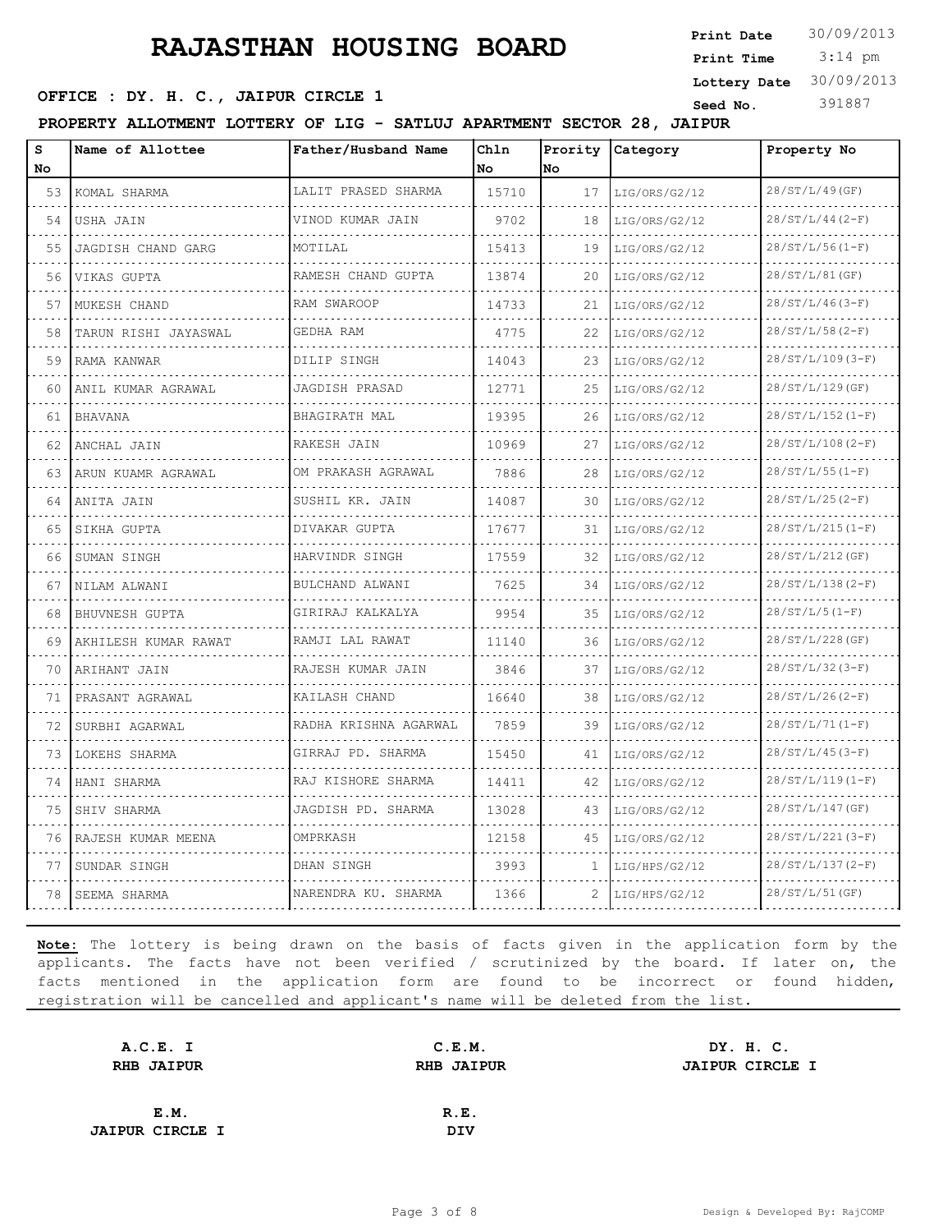# RAJASTHAN HOUSING BOARD

**Print Date** 30/09/2013
**Print Time** 3:14 pm
**Lottery Date** 30/09/2013
**Seed No.** 391887

**OFFICE : DY. H. C., JAIPUR CIRCLE 1**

**PROPERTY ALLOTMENT LOTTERY OF LIG - SATLUJ APARTMENT SECTOR 28, JAIPUR**

| S No | Name of Allottee | Father/Husband Name | Chln No | Prority No | Category | Property No |
|---|---|---|---|---|---|---|
| 53 | KOMAL SHARMA | LALIT PRASED SHARMA | 15710 | 17 | LIG/ORS/G2/12 | 28/ST/L/49(GF) |
| 54 | USHA JAIN | VINOD KUMAR JAIN | 9702 | 18 | LIG/ORS/G2/12 | 28/ST/L/44(2-F) |
| 55 | JAGDISH CHAND GARG | MOTILAL | 15413 | 19 | LIG/ORS/G2/12 | 28/ST/L/56(1-F) |
| 56 | VIKAS GUPTA | RAMESH CHAND GUPTA | 13874 | 20 | LIG/ORS/G2/12 | 28/ST/L/81(GF) |
| 57 | MUKESH CHAND | RAM SWAROOP | 14733 | 21 | LIG/ORS/G2/12 | 28/ST/L/46(3-F) |
| 58 | TARUN RISHI JAYASWAL | GEDHA RAM | 4775 | 22 | LIG/ORS/G2/12 | 28/ST/L/58(2-F) |
| 59 | RAMA KANWAR | DILIP SINGH | 14043 | 23 | LIG/ORS/G2/12 | 28/ST/L/109(3-F) |
| 60 | ANIL KUMAR AGRAWAL | JAGDISH PRASAD | 12771 | 25 | LIG/ORS/G2/12 | 28/ST/L/129(GF) |
| 61 | BHAVANA | BHAGIRATH MAL | 19395 | 26 | LIG/ORS/G2/12 | 28/ST/L/152(1-F) |
| 62 | ANCHAL JAIN | RAKESH JAIN | 10969 | 27 | LIG/ORS/G2/12 | 28/ST/L/108(2-F) |
| 63 | ARUN KUAMR AGRAWAL | OM PRAKASH AGRAWAL | 7886 | 28 | LIG/ORS/G2/12 | 28/ST/L/55(1-F) |
| 64 | ANITA JAIN | SUSHIL KR. JAIN | 14087 | 30 | LIG/ORS/G2/12 | 28/ST/L/25(2-F) |
| 65 | SIKHA GUPTA | DIVAKAR GUPTA | 17677 | 31 | LIG/ORS/G2/12 | 28/ST/L/215(1-F) |
| 66 | SUMAN SINGH | HARVINDR SINGH | 17559 | 32 | LIG/ORS/G2/12 | 28/ST/L/212(GF) |
| 67 | NILAM ALWANI | BULCHAND ALWANI | 7625 | 34 | LIG/ORS/G2/12 | 28/ST/L/138(2-F) |
| 68 | BHUVNESH GUPTA | GIRIRAJ KALKALYA | 9954 | 35 | LIG/ORS/G2/12 | 28/ST/L/5(1-F) |
| 69 | AKHILESH KUMAR RAWAT | RAMJI LAL RAWAT | 11140 | 36 | LIG/ORS/G2/12 | 28/ST/L/228(GF) |
| 70 | ARIHANT JAIN | RAJESH KUMAR JAIN | 3846 | 37 | LIG/ORS/G2/12 | 28/ST/L/32(3-F) |
| 71 | PRASANT AGRAWAL | KAILASH CHAND | 16640 | 38 | LIG/ORS/G2/12 | 28/ST/L/26(2-F) |
| 72 | SURBHI AGARWAL | RADHA KRISHNA AGARWAL | 7859 | 39 | LIG/ORS/G2/12 | 28/ST/L/71(1-F) |
| 73 | LOKEHS SHARMA | GIRRAJ PD. SHARMA | 15450 | 41 | LIG/ORS/G2/12 | 28/ST/L/45(3-F) |
| 74 | HANI SHARMA | RAJ KISHORE SHARMA | 14411 | 42 | LIG/ORS/G2/12 | 28/ST/L/119(1-F) |
| 75 | SHIV SHARMA | JAGDISH PD. SHARMA | 13028 | 43 | LIG/ORS/G2/12 | 28/ST/L/147(GF) |
| 76 | RAJESH KUMAR MEENA | OMPRKASH | 12158 | 45 | LIG/ORS/G2/12 | 28/ST/L/221(3-F) |
| 77 | SUNDAR SINGH | DHAN SINGH | 3993 | 1 | LIG/HPS/G2/12 | 28/ST/L/137(2-F) |
| 78 | SEEMA SHARMA | NARENDRA KU. SHARMA | 1366 | 2 | LIG/HPS/G2/12 | 28/ST/L/51(GF) |

**Note:** The lottery is being drawn on the basis of facts given in the application form by the applicants. The facts have not been verified / scrutinized by the board. If later on, the facts mentioned in the application form are found to be incorrect or found hidden, registration will be cancelled and applicant's name will be deleted from the list.

| A.C.E. I<br>RHB JAIPUR | C.E.M.<br>RHB JAIPUR | DY. H. C.<br>JAIPUR CIRCLE I |
|---|---|---|
| E.M.<br>JAIPUR CIRCLE I | R.E.<br>DIV | |

Design & Developed By: RajCOMP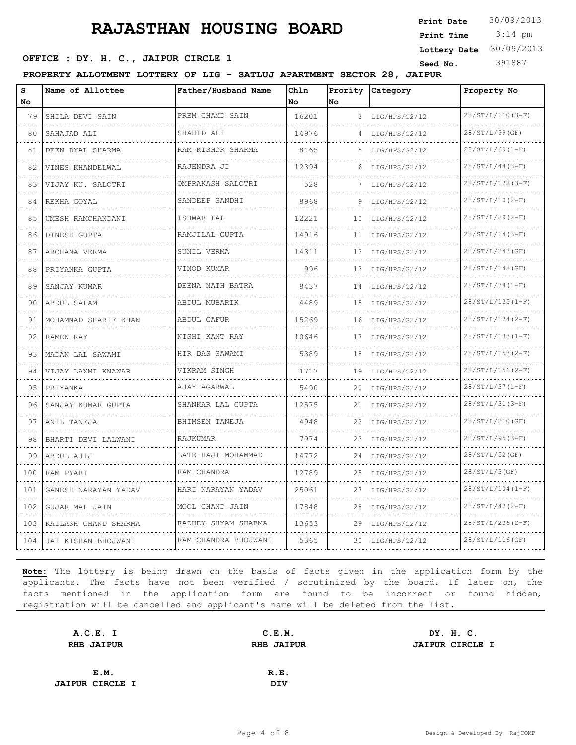# RAJASTHAN HOUSING BOARD

**Print Date** 30/09/2013
**Print Time** 3:14 pm
**Lottery Date** 30/09/2013
**Seed No.** 391887

**OFFICE : DY. H. C., JAIPUR CIRCLE 1**

**PROPERTY ALLOTMENT LOTTERY OF LIG - SATLUJ APARTMENT SECTOR 28, JAIPUR**

| S No | Name of Allottee | Father/Husband Name | Chln No | Prority No | Category | Property No |
|---|---|---|---|---|---|---|
| 79 | SHILA DEVI SAIN | PREM CHAMD SAIN | 16201 | 3 | LIG/HPS/G2/12 | 28/ST/L/110(3-F) |
| 80 | SAHAJAD ALI | SHAHID ALI | 14976 | 4 | LIG/HPS/G2/12 | 28/ST/L/99(GF) |
| 81 | DEEN DYAL SHARMA | RAM KISHOR SHARMA | 8165 | 5 | LIG/HPS/G2/12 | 28/ST/L/69(1-F) |
| 82 | VINES KHANDELWAL | RAJENDRA JI | 12394 | 6 | LIG/HPS/G2/12 | 28/ST/L/48(3-F) |
| 83 | VIJAY KU. SALOTRI | OMPRAKASH SALOTRI | 528 | 7 | LIG/HPS/G2/12 | 28/ST/L/128(3-F) |
| 84 | REKHA GOYAL | SANDEEP SANDHI | 8968 | 9 | LIG/HPS/G2/12 | 28/ST/L/10(2-F) |
| 85 | UMESH RAMCHANDANI | ISHWAR LAL | 12221 | 10 | LIG/HPS/G2/12 | 28/ST/L/89(2-F) |
| 86 | DINESH GUPTA | RAMJILAL GUPTA | 14916 | 11 | LIG/HPS/G2/12 | 28/ST/L/14(3-F) |
| 87 | ARCHANA VERMA | SUNIL VERMA | 14311 | 12 | LIG/HPS/G2/12 | 28/ST/L/243(GF) |
| 88 | PRIYANKA GUPTA | VINOD KUMAR | 996 | 13 | LIG/HPS/G2/12 | 28/ST/L/148(GF) |
| 89 | SANJAY KUMAR | DEENA NATH BATRA | 8437 | 14 | LIG/HPS/G2/12 | 28/ST/L/38(1-F) |
| 90 | ABDUL SALAM | ABDUL MUBARIK | 4489 | 15 | LIG/HPS/G2/12 | 28/ST/L/135(1-F) |
| 91 | MOHAMMAD SHARIF KHAN | ABDUL GAFUR | 15269 | 16 | LIG/HPS/G2/12 | 28/ST/L/124(2-F) |
| 92 | RAMEN RAY | NISHI KANT RAY | 10646 | 17 | LIG/HPS/G2/12 | 28/ST/L/133(1-F) |
| 93 | MADAN LAL SAWAMI | HIR DAS SAWAMI | 5389 | 18 | LIG/HPS/G2/12 | 28/ST/L/153(2-F) |
| 94 | VIJAY LAXMI KNAWAR | VIKRAM SINGH | 1717 | 19 | LIG/HPS/G2/12 | 28/ST/L/156(2-F) |
| 95 | PRIYANKA | AJAY AGARWAL | 5490 | 20 | LIG/HPS/G2/12 | 28/ST/L/37(1-F) |
| 96 | SANJAY KUMAR GUPTA | SHANKAR LAL GUPTA | 12575 | 21 | LIG/HPS/G2/12 | 28/ST/L/31(3-F) |
| 97 | ANIL TANEJA | BHIMSEN TANEJA | 4948 | 22 | LIG/HPS/G2/12 | 28/ST/L/210(GF) |
| 98 | BHARTI DEVI LALWANI | RAJKUMAR | 7974 | 23 | LIG/HPS/G2/12 | 28/ST/L/95(3-F) |
| 99 | ABDUL AJIJ | LATE HAJI MOHAMMAD | 14772 | 24 | LIG/HPS/G2/12 | 28/ST/L/52(GF) |
| 100 | RAM PYARI | RAM CHANDRA | 12789 | 25 | LIG/HPS/G2/12 | 28/ST/L/3(GF) |
| 101 | GANESH NARAYAN YADAV | HARI NARAYAN YADAV | 25061 | 27 | LIG/HPS/G2/12 | 28/ST/L/104(1-F) |
| 102 | GUJAR MAL JAIN | MOOL CHAND JAIN | 17848 | 28 | LIG/HPS/G2/12 | 28/ST/L/42(2-F) |
| 103 | KAILASH CHAND SHARMA | RADHEY SHYAM SHARMA | 13653 | 29 | LIG/HPS/G2/12 | 28/ST/L/236(2-F) |
| 104 | JAI KISHAN BHOJWANI | RAM CHANDRA BHOJWANI | 5365 | 30 | LIG/HPS/G2/12 | 28/ST/L/116(GF) |

**Note:** The lottery is being drawn on the basis of facts given in the application form by the applicants. The facts have not been verified / scrutinized by the board. If later on, the facts mentioned in the application form are found to be incorrect or found hidden, registration will be cancelled and applicant's name will be deleted from the list.

**A.C.E. I**
**RHB JAIPUR**

**C.E.M.**
**RHB JAIPUR**

**DY. H. C.**
**JAIPUR CIRCLE I**

**E.M.**
**JAIPUR CIRCLE I**

**R.E.**
**DIV**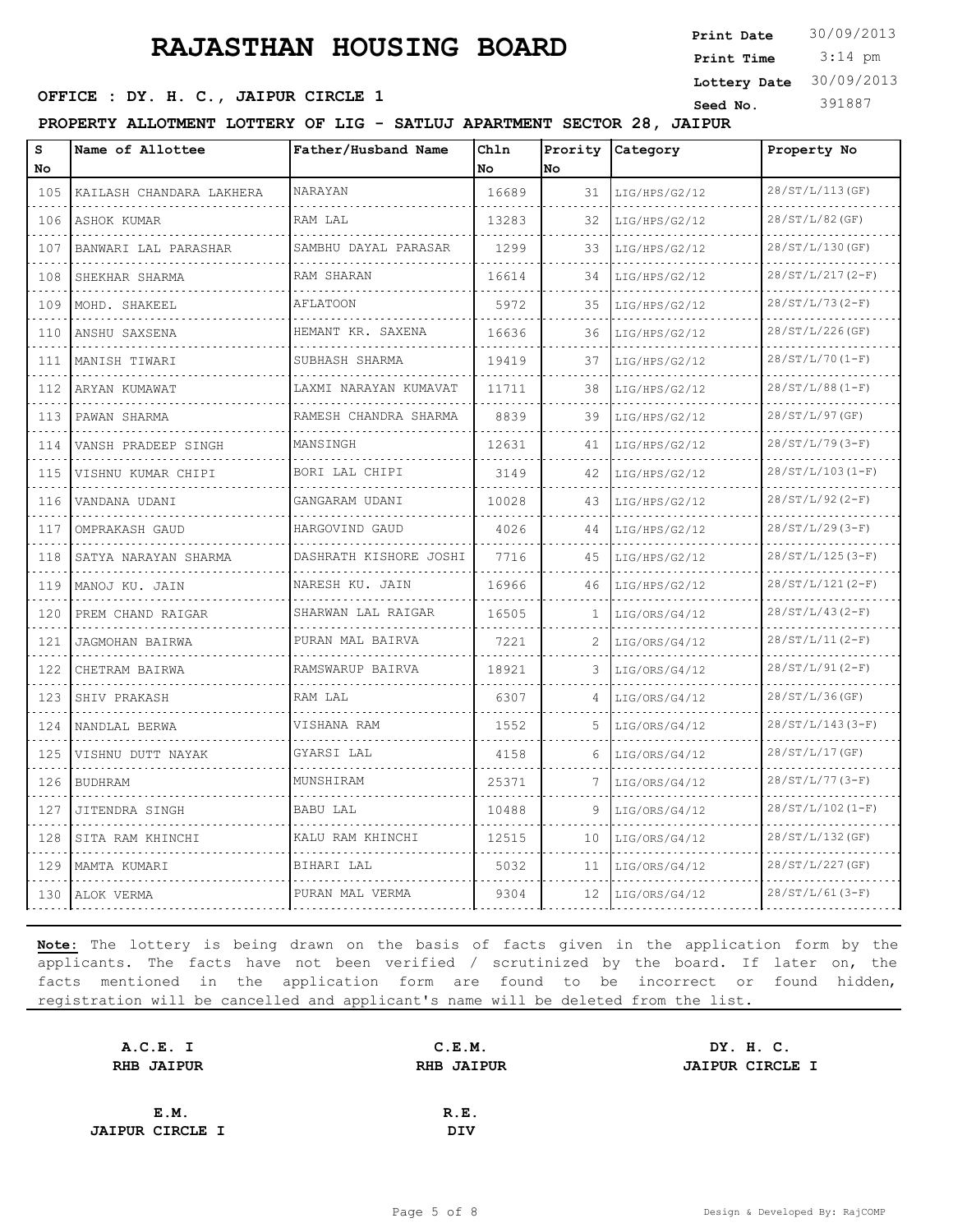# RAJASTHAN HOUSING BOARD

**Print Date** 30/09/2013
**Print Time** 3:14 pm
**Lottery Date** 30/09/2013
**Seed No.** 391887

**OFFICE : DY. H. C., JAIPUR CIRCLE 1**

**PROPERTY ALLOTMENT LOTTERY OF LIG - SATLUJ APARTMENT SECTOR 28, JAIPUR**

| S No | Name of Allottee | Father/Husband Name | Chln No | Prority No | Category | Property No |
|---|---|---|---|---|---|---|
| 105 | KAILASH CHANDARA LAKHERA | NARAYAN | 16689 | 31 | LIG/HPS/G2/12 | 28/ST/L/113(GF) |
| 106 | ASHOK KUMAR | RAM LAL | 13283 | 32 | LIG/HPS/G2/12 | 28/ST/L/82(GF) |
| 107 | BANWARI LAL PARASHAR | SAMBHU DAYAL PARASAR | 1299 | 33 | LIG/HPS/G2/12 | 28/ST/L/130(GF) |
| 108 | SHEKHAR SHARMA | RAM SHARAN | 16614 | 34 | LIG/HPS/G2/12 | 28/ST/L/217(2-F) |
| 109 | MOHD. SHAKEEL | AFLATOON | 5972 | 35 | LIG/HPS/G2/12 | 28/ST/L/73(2-F) |
| 110 | ANSHU SAXSENA | HEMANT KR. SAXENA | 16636 | 36 | LIG/HPS/G2/12 | 28/ST/L/226(GF) |
| 111 | MANISH TIWARI | SUBHASH SHARMA | 19419 | 37 | LIG/HPS/G2/12 | 28/ST/L/70(1-F) |
| 112 | ARYAN KUMAWAT | LAXMI NARAYAN KUMAVAT | 11711 | 38 | LIG/HPS/G2/12 | 28/ST/L/88(1-F) |
| 113 | PAWAN SHARMA | RAMESH CHANDRA SHARMA | 8839 | 39 | LIG/HPS/G2/12 | 28/ST/L/97(GF) |
| 114 | VANSH PRADEEP SINGH | MANSINGH | 12631 | 41 | LIG/HPS/G2/12 | 28/ST/L/79(3-F) |
| 115 | VISHNU KUMAR CHIPI | BORI LAL CHIPI | 3149 | 42 | LIG/HPS/G2/12 | 28/ST/L/103(1-F) |
| 116 | VANDANA UDANI | GANGARAM UDANI | 10028 | 43 | LIG/HPS/G2/12 | 28/ST/L/92(2-F) |
| 117 | OMPRAKASH GAUD | HARGOVIND GAUD | 4026 | 44 | LIG/HPS/G2/12 | 28/ST/L/29(3-F) |
| 118 | SATYA NARAYAN SHARMA | DASHRATH KISHORE JOSHI | 7716 | 45 | LIG/HPS/G2/12 | 28/ST/L/125(3-F) |
| 119 | MANOJ KU. JAIN | NARESH KU. JAIN | 16966 | 46 | LIG/HPS/G2/12 | 28/ST/L/121(2-F) |
| 120 | PREM CHAND RAIGAR | SHARWAN LAL RAIGAR | 16505 | 1 | LIG/ORS/G4/12 | 28/ST/L/43(2-F) |
| 121 | JAGMOHAN BAIRWA | PURAN MAL BAIRVA | 7221 | 2 | LIG/ORS/G4/12 | 28/ST/L/11(2-F) |
| 122 | CHETRAM BAIRWA | RAMSWARUP BAIRVA | 18921 | 3 | LIG/ORS/G4/12 | 28/ST/L/91(2-F) |
| 123 | SHIV PRAKASH | RAM LAL | 6307 | 4 | LIG/ORS/G4/12 | 28/ST/L/36(GF) |
| 124 | NANDLAL BERWA | VISHANA RAM | 1552 | 5 | LIG/ORS/G4/12 | 28/ST/L/143(3-F) |
| 125 | VISHNU DUTT NAYAK | GYARSI LAL | 4158 | 6 | LIG/ORS/G4/12 | 28/ST/L/17(GF) |
| 126 | BUDHRAM | MUNSHIRAM | 25371 | 7 | LIG/ORS/G4/12 | 28/ST/L/77(3-F) |
| 127 | JITENDRA SINGH | BABU LAL | 10488 | 9 | LIG/ORS/G4/12 | 28/ST/L/102(1-F) |
| 128 | SITA RAM KHINCHI | KALU RAM KHINCHI | 12515 | 10 | LIG/ORS/G4/12 | 28/ST/L/132(GF) |
| 129 | MAMTA KUMARI | BIHARI LAL | 5032 | 11 | LIG/ORS/G4/12 | 28/ST/L/227(GF) |
| 130 | ALOK VERMA | PURAN MAL VERMA | 9304 | 12 | LIG/ORS/G4/12 | 28/ST/L/61(3-F) |

**Note:** The lottery is being drawn on the basis of facts given in the application form by the applicants. The facts have not been verified / scrutinized by the board. If later on, the facts mentioned in the application form are found to be incorrect or found hidden, registration will be cancelled and applicant's name will be deleted from the list.

**A.C.E. I**
**RHB JAIPUR**

**C.E.M.**
**RHB JAIPUR**

**DY. H. C.**
**JAIPUR CIRCLE I**

**E.M.**
**JAIPUR CIRCLE I**

**R.E.**
**DIV**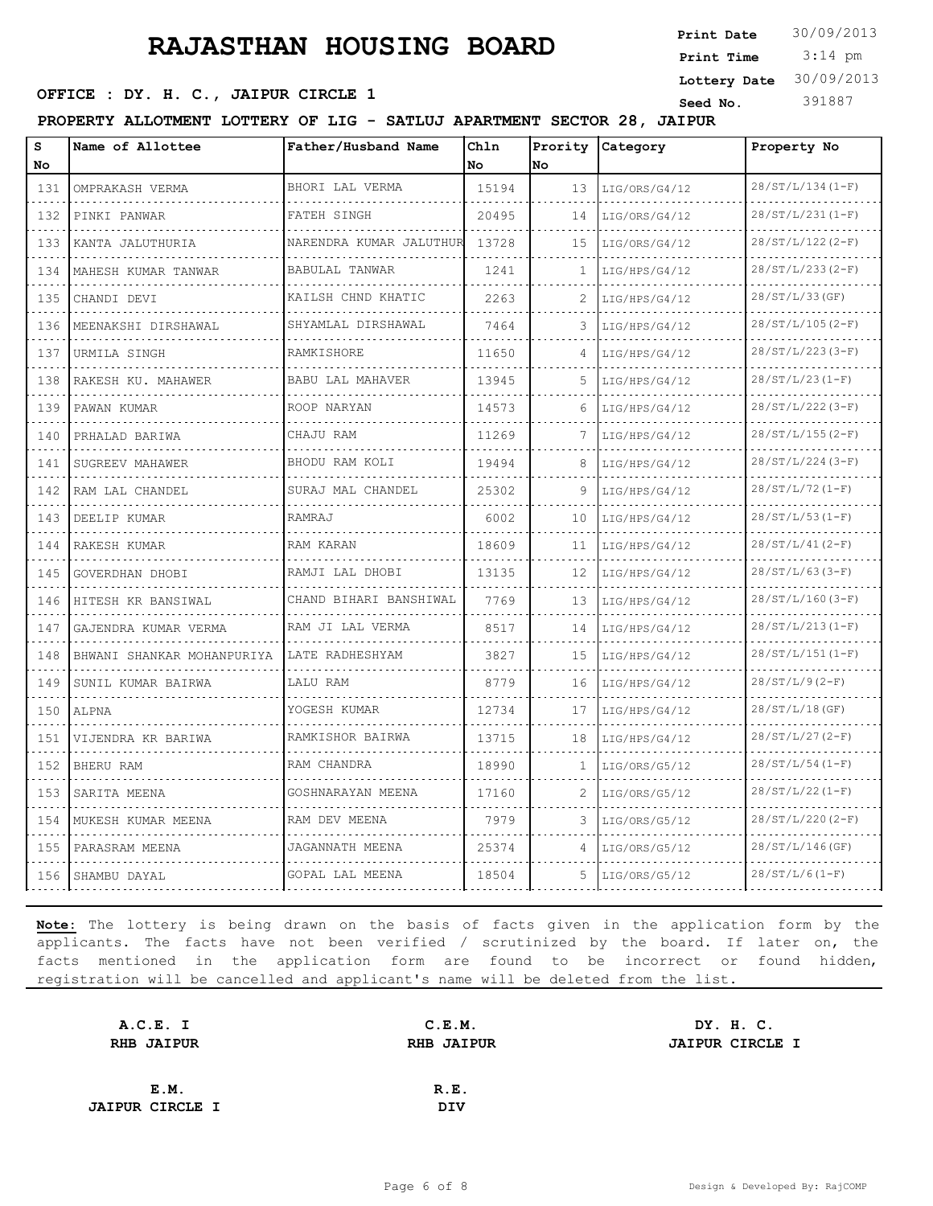# RAJASTHAN HOUSING BOARD

**OFFICE : DY. H. C., JAIPUR CIRCLE 1**

**Print Date** 30/09/2013
**Print Time** 3:14 pm
**Lottery Date** 30/09/2013
**Seed No.** 391887

**PROPERTY ALLOTMENT LOTTERY OF LIG - SATLUJ APARTMENT SECTOR 28, JAIPUR**

| S No | Name of Allottee | Father/Husband Name | Chln No | Prority No | Category | Property No |
|---|---|---|---|---|---|---|
| 131 | OMPRAKASH VERMA | BHORI LAL VERMA | 15194 | 13 | LIG/ORS/G4/12 | 28/ST/L/134(1-F) |
| 132 | PINKI PANWAR | FATEH SINGH | 20495 | 14 | LIG/ORS/G4/12 | 28/ST/L/231(1-F) |
| 133 | KANTA JALUTHURIA | NARENDRA KUMAR JALUTHUR | 13728 | 15 | LIG/ORS/G4/12 | 28/ST/L/122(2-F) |
| 134 | MAHESH KUMAR TANWAR | BABULAL TANWAR | 1241 | 1 | LIG/HPS/G4/12 | 28/ST/L/233(2-F) |
| 135 | CHANDI DEVI | KAILSH CHND KHATIC | 2263 | 2 | LIG/HPS/G4/12 | 28/ST/L/33(GF) |
| 136 | MEENAKSHI DIRSHAWAL | SHYAMLAL DIRSHAWAL | 7464 | 3 | LIG/HPS/G4/12 | 28/ST/L/105(2-F) |
| 137 | URMILA SINGH | RAMKISHORE | 11650 | 4 | LIG/HPS/G4/12 | 28/ST/L/223(3-F) |
| 138 | RAKESH KU. MAHAWER | BABU LAL MAHAVER | 13945 | 5 | LIG/HPS/G4/12 | 28/ST/L/23(1-F) |
| 139 | PAWAN KUMAR | ROOP NARYAN | 14573 | 6 | LIG/HPS/G4/12 | 28/ST/L/222(3-F) |
| 140 | PRHALAD BARIWA | CHAJU RAM | 11269 | 7 | LIG/HPS/G4/12 | 28/ST/L/155(2-F) |
| 141 | SUGREEV MAHAWER | BHODU RAM KOLI | 19494 | 8 | LIG/HPS/G4/12 | 28/ST/L/224(3-F) |
| 142 | RAM LAL CHANDEL | SURAJ MAL CHANDEL | 25302 | 9 | LIG/HPS/G4/12 | 28/ST/L/72(1-F) |
| 143 | DEELIP KUMAR | RAMRAJ | 6002 | 10 | LIG/HPS/G4/12 | 28/ST/L/53(1-F) |
| 144 | RAKESH KUMAR | RAM KARAN | 18609 | 11 | LIG/HPS/G4/12 | 28/ST/L/41(2-F) |
| 145 | GOVERDHAN DHOBI | RAMJI LAL DHOBI | 13135 | 12 | LIG/HPS/G4/12 | 28/ST/L/63(3-F) |
| 146 | HITESH KR BANSIWAL | CHAND BIHARI BANSHIWAL | 7769 | 13 | LIG/HPS/G4/12 | 28/ST/L/160(3-F) |
| 147 | GAJENDRA KUMAR VERMA | RAM JI LAL VERMA | 8517 | 14 | LIG/HPS/G4/12 | 28/ST/L/213(1-F) |
| 148 | BHWANI SHANKAR MOHANPURIYA | LATE RADHESHYAM | 3827 | 15 | LIG/HPS/G4/12 | 28/ST/L/151(1-F) |
| 149 | SUNIL KUMAR BAIRWA | LALU RAM | 8779 | 16 | LIG/HPS/G4/12 | 28/ST/L/9(2-F) |
| 150 | ALPNA | YOGESH KUMAR | 12734 | 17 | LIG/HPS/G4/12 | 28/ST/L/18(GF) |
| 151 | VIJENDRA KR BARIWA | RAMKISHOR BAIRWA | 13715 | 18 | LIG/HPS/G4/12 | 28/ST/L/27(2-F) |
| 152 | BHERU RAM | RAM CHANDRA | 18990 | 1 | LIG/ORS/G5/12 | 28/ST/L/54(1-F) |
| 153 | SARITA MEENA | GOSHNARAYAN MEENA | 17160 | 2 | LIG/ORS/G5/12 | 28/ST/L/22(1-F) |
| 154 | MUKESH KUMAR MEENA | RAM DEV MEENA | 7979 | 3 | LIG/ORS/G5/12 | 28/ST/L/220(2-F) |
| 155 | PARASRAM MEENA | JAGANNATH MEENA | 25374 | 4 | LIG/ORS/G5/12 | 28/ST/L/146(GF) |
| 156 | SHAMBU DAYAL | GOPAL LAL MEENA | 18504 | 5 | LIG/ORS/G5/12 | 28/ST/L/6(1-F) |

**Note:** The lottery is being drawn on the basis of facts given in the application form by the applicants. The facts have not been verified / scrutinized by the board. If later on, the facts mentioned in the application form are found to be incorrect or found hidden, registration will be cancelled and applicant's name will be deleted from the list.

**A.C.E. I**
**RHB JAIPUR**

**C.E.M.**
**RHB JAIPUR**

**DY. H. C.**
**JAIPUR CIRCLE I**

**E.M.**
**JAIPUR CIRCLE I**

**R.E.**
**DIV**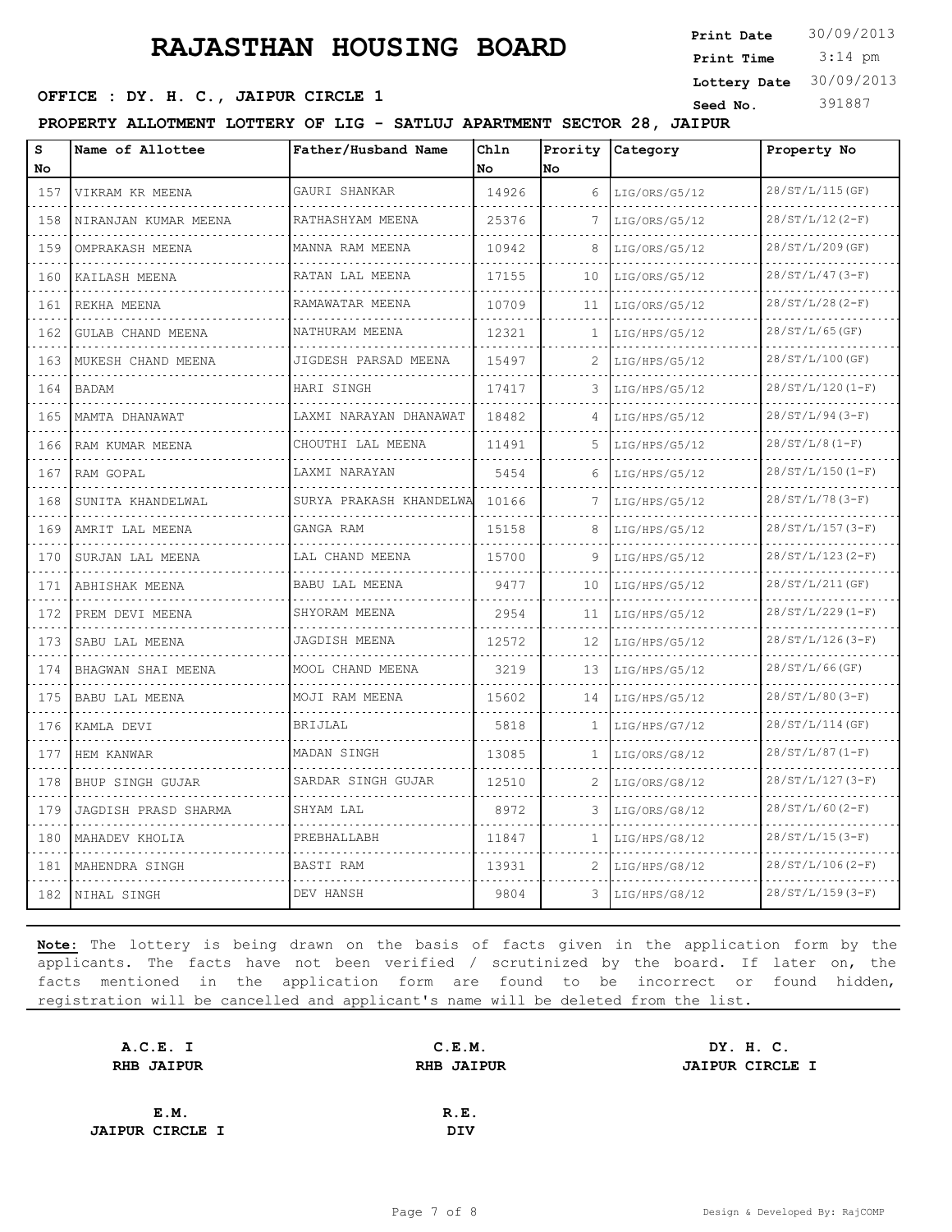# RAJASTHAN HOUSING BOARD

**Print Date** 30/09/2013
**Print Time** 3:14 pm
**Lottery Date** 30/09/2013
**Seed No.** 391887

**OFFICE : DY. H. C., JAIPUR CIRCLE 1**

**PROPERTY ALLOTMENT LOTTERY OF LIG - SATLUJ APARTMENT SECTOR 28, JAIPUR**

| S No | Name of Allottee | Father/Husband Name | Chln No | Prority No | Category | Property No |
|---|---|---|---|---|---|---|
| 157 | VIKRAM KR MEENA | GAURI SHANKAR | 14926 | 6 | LIG/ORS/G5/12 | 28/ST/L/115(GF) |
| 158 | NIRANJAN KUMAR MEENA | RATHASHYAM MEENA | 25376 | 7 | LIG/ORS/G5/12 | 28/ST/L/12(2-F) |
| 159 | OMPRAKASH MEENA | MANNA RAM MEENA | 10942 | 8 | LIG/ORS/G5/12 | 28/ST/L/209(GF) |
| 160 | KAILASH MEENA | RATAN LAL MEENA | 17155 | 10 | LIG/ORS/G5/12 | 28/ST/L/47(3-F) |
| 161 | REKHA MEENA | RAMAWATAR MEENA | 10709 | 11 | LIG/ORS/G5/12 | 28/ST/L/28(2-F) |
| 162 | GULAB CHAND MEENA | NATHURAM MEENA | 12321 | 1 | LIG/HPS/G5/12 | 28/ST/L/65(GF) |
| 163 | MUKESH CHAND MEENA | JIGDESH PARSAD MEENA | 15497 | 2 | LIG/HPS/G5/12 | 28/ST/L/100(GF) |
| 164 | BADAM | HARI SINGH | 17417 | 3 | LIG/HPS/G5/12 | 28/ST/L/120(1-F) |
| 165 | MAMTA DHANAWAT | LAXMI NARAYAN DHANAWAT | 18482 | 4 | LIG/HPS/G5/12 | 28/ST/L/94(3-F) |
| 166 | RAM KUMAR MEENA | CHOUTHI LAL MEENA | 11491 | 5 | LIG/HPS/G5/12 | 28/ST/L/8(1-F) |
| 167 | RAM GOPAL | LAXMI NARAYAN | 5454 | 6 | LIG/HPS/G5/12 | 28/ST/L/150(1-F) |
| 168 | SUNITA KHANDELWAL | SURYA PRAKASH KHANDELWA | 10166 | 7 | LIG/HPS/G5/12 | 28/ST/L/78(3-F) |
| 169 | AMRIT LAL MEENA | GANGA RAM | 15158 | 8 | LIG/HPS/G5/12 | 28/ST/L/157(3-F) |
| 170 | SURJAN LAL MEENA | LAL CHAND MEENA | 15700 | 9 | LIG/HPS/G5/12 | 28/ST/L/123(2-F) |
| 171 | ABHISHAK MEENA | BABU LAL MEENA | 9477 | 10 | LIG/HPS/G5/12 | 28/ST/L/211(GF) |
| 172 | PREM DEVI MEENA | SHYORAM MEENA | 2954 | 11 | LIG/HPS/G5/12 | 28/ST/L/229(1-F) |
| 173 | SABU LAL MEENA | JAGDISH MEENA | 12572 | 12 | LIG/HPS/G5/12 | 28/ST/L/126(3-F) |
| 174 | BHAGWAN SHAI MEENA | MOOL CHAND MEENA | 3219 | 13 | LIG/HPS/G5/12 | 28/ST/L/66(GF) |
| 175 | BABU LAL MEENA | MOJI RAM MEENA | 15602 | 14 | LIG/HPS/G5/12 | 28/ST/L/80(3-F) |
| 176 | KAMLA DEVI | BRIJLAL | 5818 | 1 | LIG/HPS/G7/12 | 28/ST/L/114(GF) |
| 177 | HEM KANWAR | MADAN SINGH | 13085 | 1 | LIG/ORS/G8/12 | 28/ST/L/87(1-F) |
| 178 | BHUP SINGH GUJAR | SARDAR SINGH GUJAR | 12510 | 2 | LIG/ORS/G8/12 | 28/ST/L/127(3-F) |
| 179 | JAGDISH PRASD SHARMA | SHYAM LAL | 8972 | 3 | LIG/ORS/G8/12 | 28/ST/L/60(2-F) |
| 180 | MAHADEV KHOLIA | PREBHALLABH | 11847 | 1 | LIG/HPS/G8/12 | 28/ST/L/15(3-F) |
| 181 | MAHENDRA SINGH | BASTI RAM | 13931 | 2 | LIG/HPS/G8/12 | 28/ST/L/106(2-F) |
| 182 | NIHAL SINGH | DEV HANSH | 9804 | 3 | LIG/HPS/G8/12 | 28/ST/L/159(3-F) |

**Note:** The lottery is being drawn on the basis of facts given in the application form by the applicants. The facts have not been verified / scrutinized by the board. If later on, the facts mentioned in the application form are found to be incorrect or found hidden, registration will be cancelled and applicant's name will be deleted from the list.

**A.C.E. I**
**RHB JAIPUR**

**C.E.M.**
**RHB JAIPUR**

**DY. H. C.**
**JAIPUR CIRCLE I**

**E.M.**
**JAIPUR CIRCLE I**

**R.E.**
**DIV**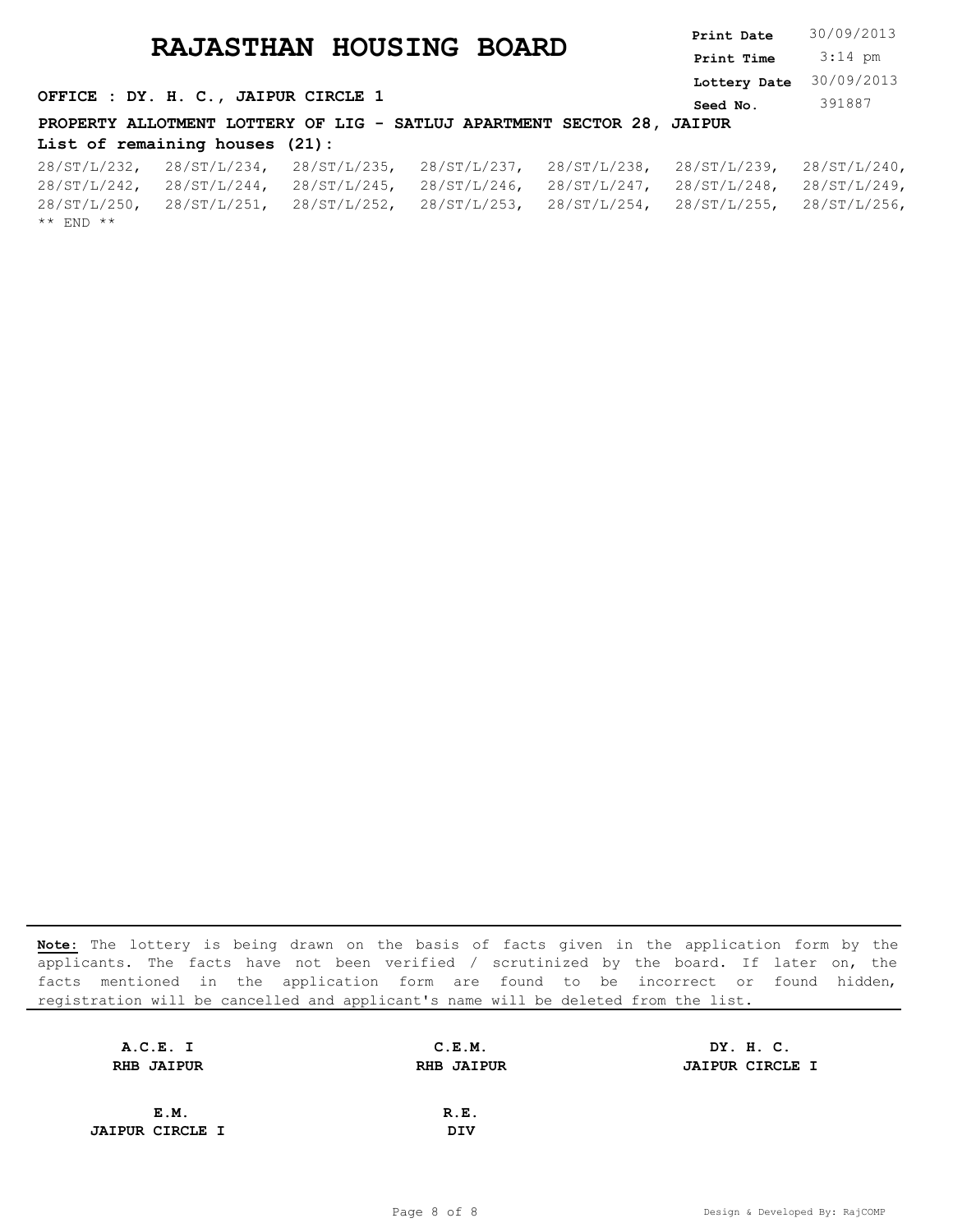# RAJASTHAN HOUSING BOARD

| | |
|---|---|
| **Print Date** | 30/09/2013 |
| **Print Time** | 3:14 pm |
| **Lottery Date** | 30/09/2013 |
| **Seed No.** | 391887 |

**OFFICE : DY. H. C., JAIPUR CIRCLE 1**

**PROPERTY ALLOTMENT LOTTERY OF LIG - SATLUJ APARTMENT SECTOR 28, JAIPUR**

**List of remaining houses (21):**

28/ST/L/232, 28/ST/L/234, 28/ST/L/235, 28/ST/L/237, 28/ST/L/238, 28/ST/L/239, 28/ST/L/240, 28/ST/L/242, 28/ST/L/244, 28/ST/L/245, 28/ST/L/246, 28/ST/L/247, 28/ST/L/248, 28/ST/L/249, 28/ST/L/250, 28/ST/L/251, 28/ST/L/252, 28/ST/L/253, 28/ST/L/254, 28/ST/L/255, 28/ST/L/256,

** END **

**Note:** The lottery is being drawn on the basis of facts given in the application form by the applicants. The facts have not been verified / scrutinized by the board. If later on, the facts mentioned in the application form are found to be incorrect or found hidden, registration will be cancelled and applicant's name will be deleted from the list.

| | | |
|---|---|---|
| **A.C.E. I**<br>**RHB JAIPUR** | **C.E.M.**<br>**RHB JAIPUR** | **DY. H. C.**<br>**JAIPUR CIRCLE I** |
| **E.M.**<br>**JAIPUR CIRCLE I** | **R.E.**<br>**DIV** | |

Design & Developed By: RajCOMP